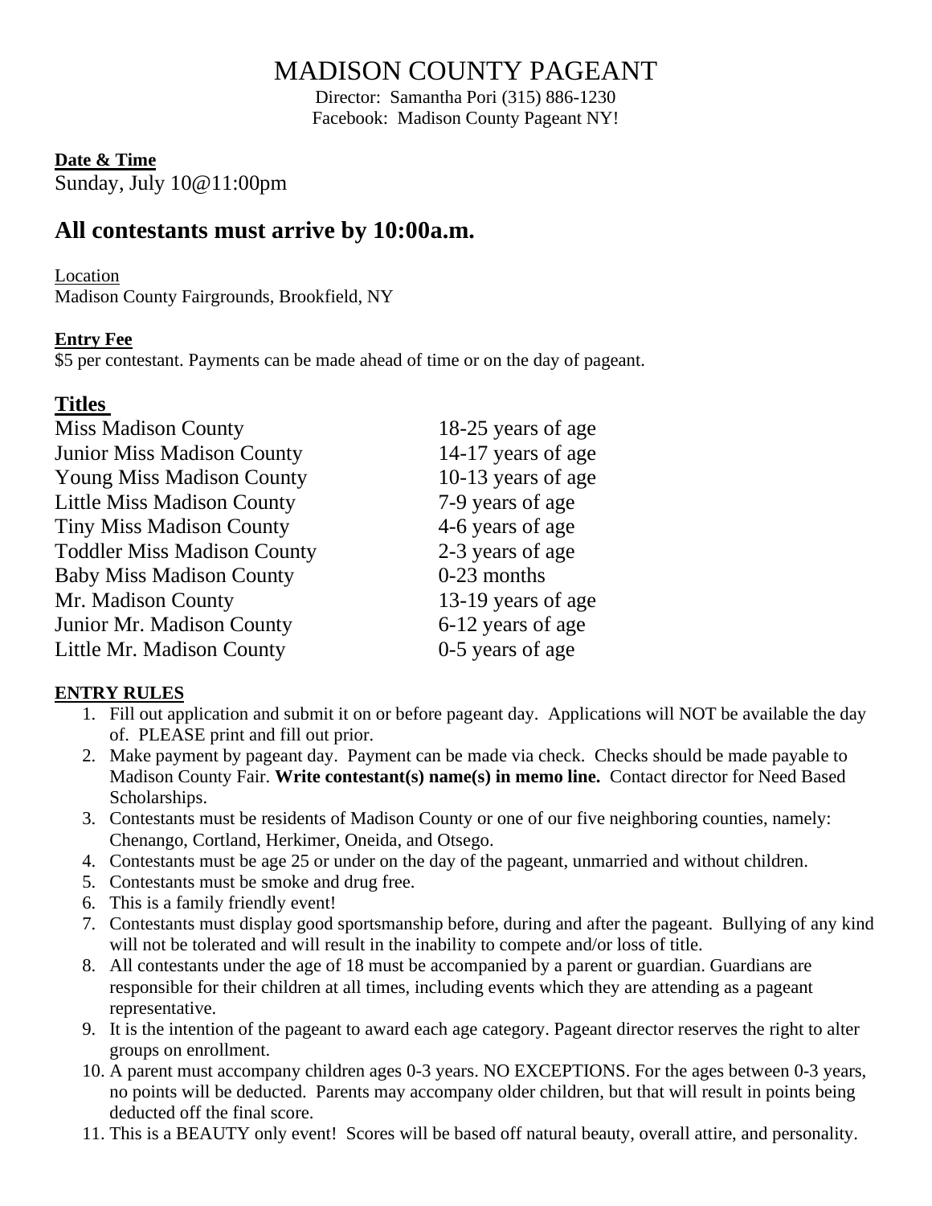# MADISON COUNTY PAGEANT

Director: Samantha Pori (315) 886-1230
Facebook: Madison County Pageant NY!

**Date & Time**

Sunday, July 10@11:00pm

## All contestants must arrive by 10:00a.m.

Location

Madison County Fairgrounds, Brookfield, NY

**Entry Fee**

$5 per contestant. Payments can be made ahead of time or on the day of pageant.

## Titles

| | |
|---|---|
| Miss Madison County | 18-25 years of age |
| Junior Miss Madison County | 14-17 years of age |
| Young Miss Madison County | 10-13 years of age |
| Little Miss Madison County | 7-9 years of age |
| Tiny Miss Madison County | 4-6 years of age |
| Toddler Miss Madison County | 2-3 years of age |
| Baby Miss Madison County | 0-23 months |
| Mr. Madison County | 13-19 years of age |
| Junior Mr. Madison County | 6-12 years of age |
| Little Mr. Madison County | 0-5 years of age |

**ENTRY RULES**

1. Fill out application and submit it on or before pageant day. Applications will NOT be available the day of. PLEASE print and fill out prior.
2. Make payment by pageant day. Payment can be made via check. Checks should be made payable to Madison County Fair. **Write contestant(s) name(s) in memo line.** Contact director for Need Based Scholarships.
3. Contestants must be residents of Madison County or one of our five neighboring counties, namely: Chenango, Cortland, Herkimer, Oneida, and Otsego.
4. Contestants must be age 25 or under on the day of the pageant, unmarried and without children.
5. Contestants must be smoke and drug free.
6. This is a family friendly event!
7. Contestants must display good sportsmanship before, during and after the pageant. Bullying of any kind will not be tolerated and will result in the inability to compete and/or loss of title.
8. All contestants under the age of 18 must be accompanied by a parent or guardian. Guardians are responsible for their children at all times, including events which they are attending as a pageant representative.
9. It is the intention of the pageant to award each age category. Pageant director reserves the right to alter groups on enrollment.
10. A parent must accompany children ages 0-3 years. NO EXCEPTIONS. For the ages between 0-3 years, no points will be deducted. Parents may accompany older children, but that will result in points being deducted off the final score.
11. This is a BEAUTY only event! Scores will be based off natural beauty, overall attire, and personality.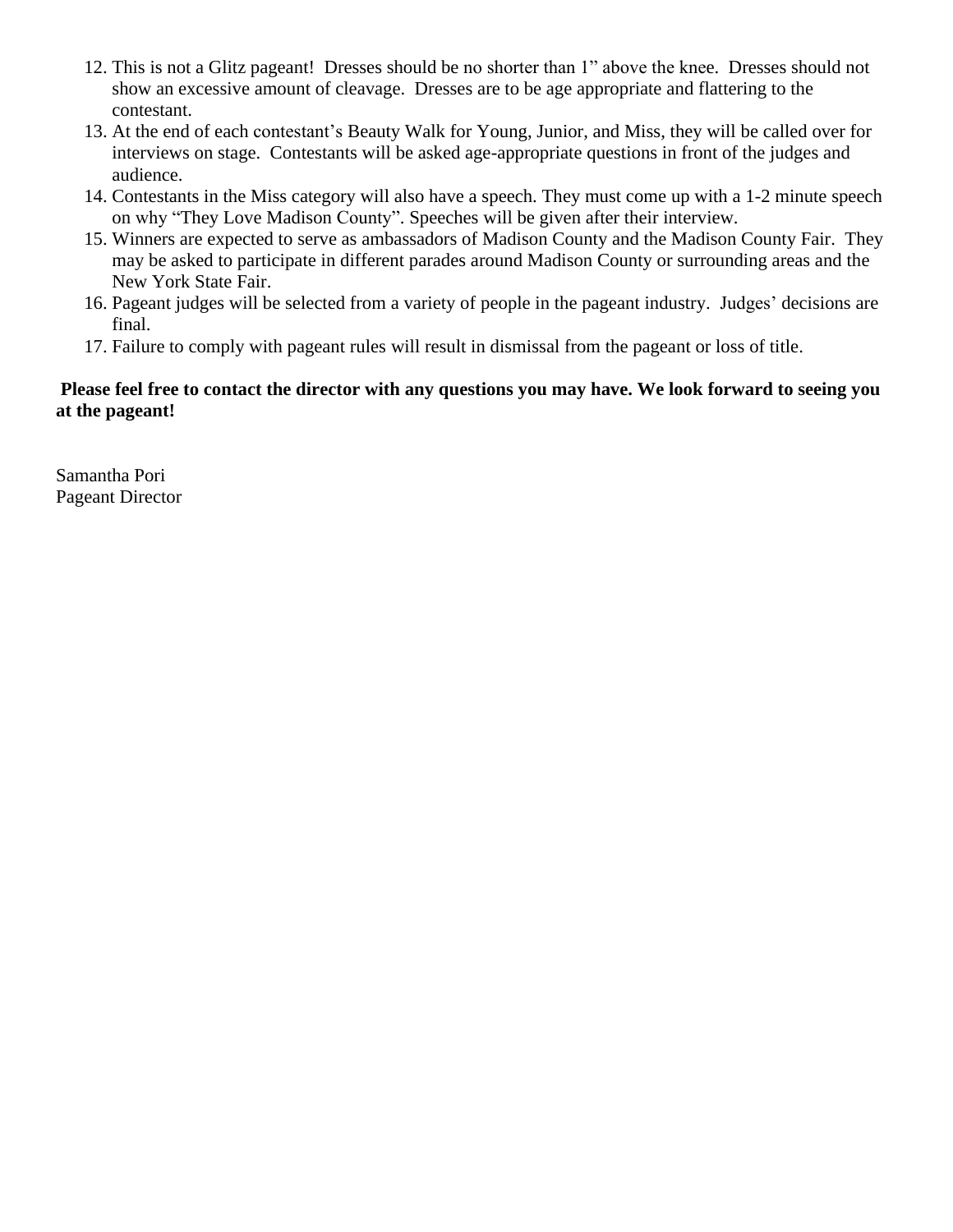12. This is not a Glitz pageant! Dresses should be no shorter than 1" above the knee. Dresses should not show an excessive amount of cleavage. Dresses are to be age appropriate and flattering to the contestant.
13. At the end of each contestant's Beauty Walk for Young, Junior, and Miss, they will be called over for interviews on stage. Contestants will be asked age-appropriate questions in front of the judges and audience.
14. Contestants in the Miss category will also have a speech. They must come up with a 1-2 minute speech on why "They Love Madison County". Speeches will be given after their interview.
15. Winners are expected to serve as ambassadors of Madison County and the Madison County Fair. They may be asked to participate in different parades around Madison County or surrounding areas and the New York State Fair.
16. Pageant judges will be selected from a variety of people in the pageant industry. Judges' decisions are final.
17. Failure to comply with pageant rules will result in dismissal from the pageant or loss of title.

**Please feel free to contact the director with any questions you may have. We look forward to seeing you at the pageant!**

Samantha Pori
Pageant Director